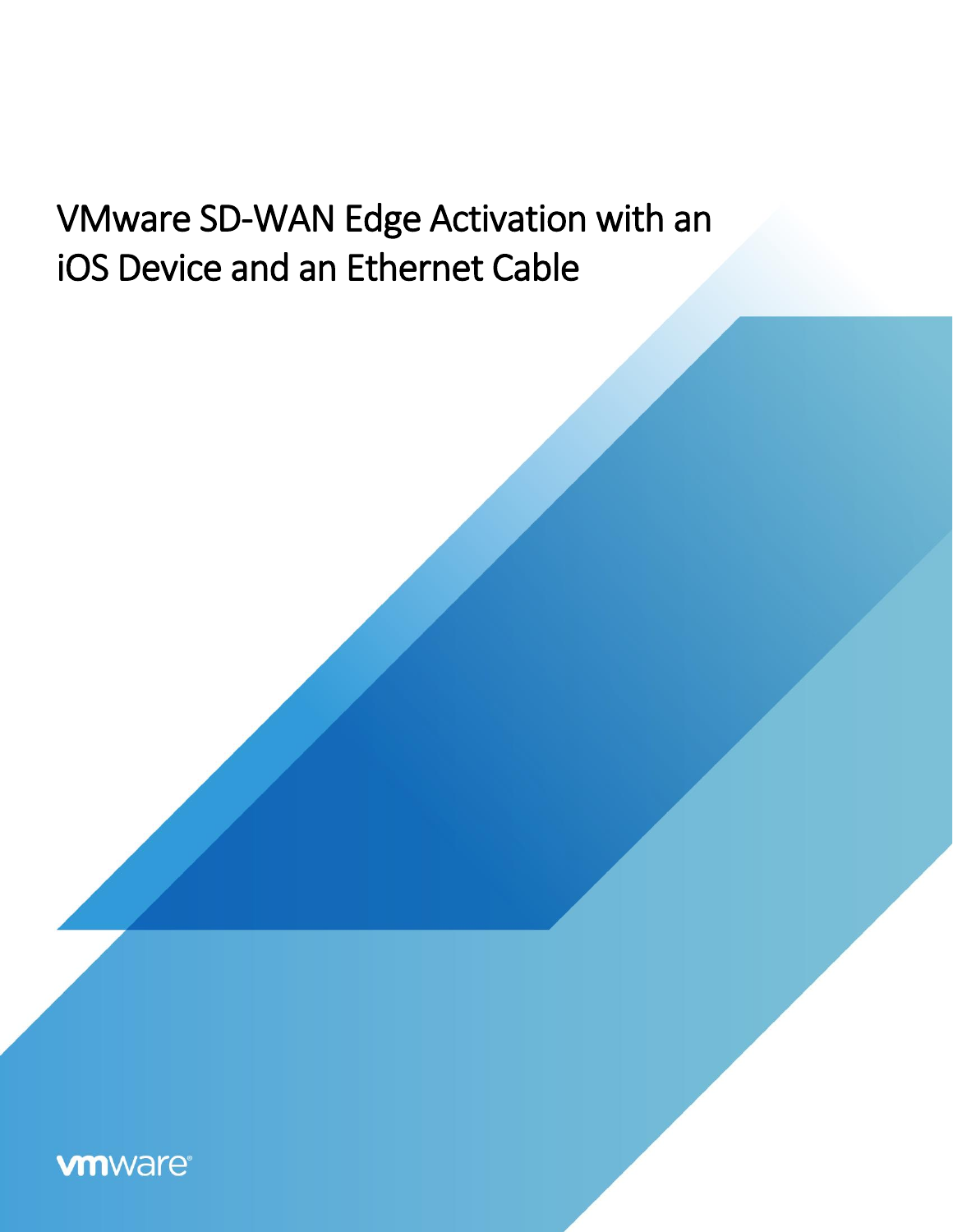# VMware SD-WAN Edge Activation with an iOS Device and an Ethernet Cable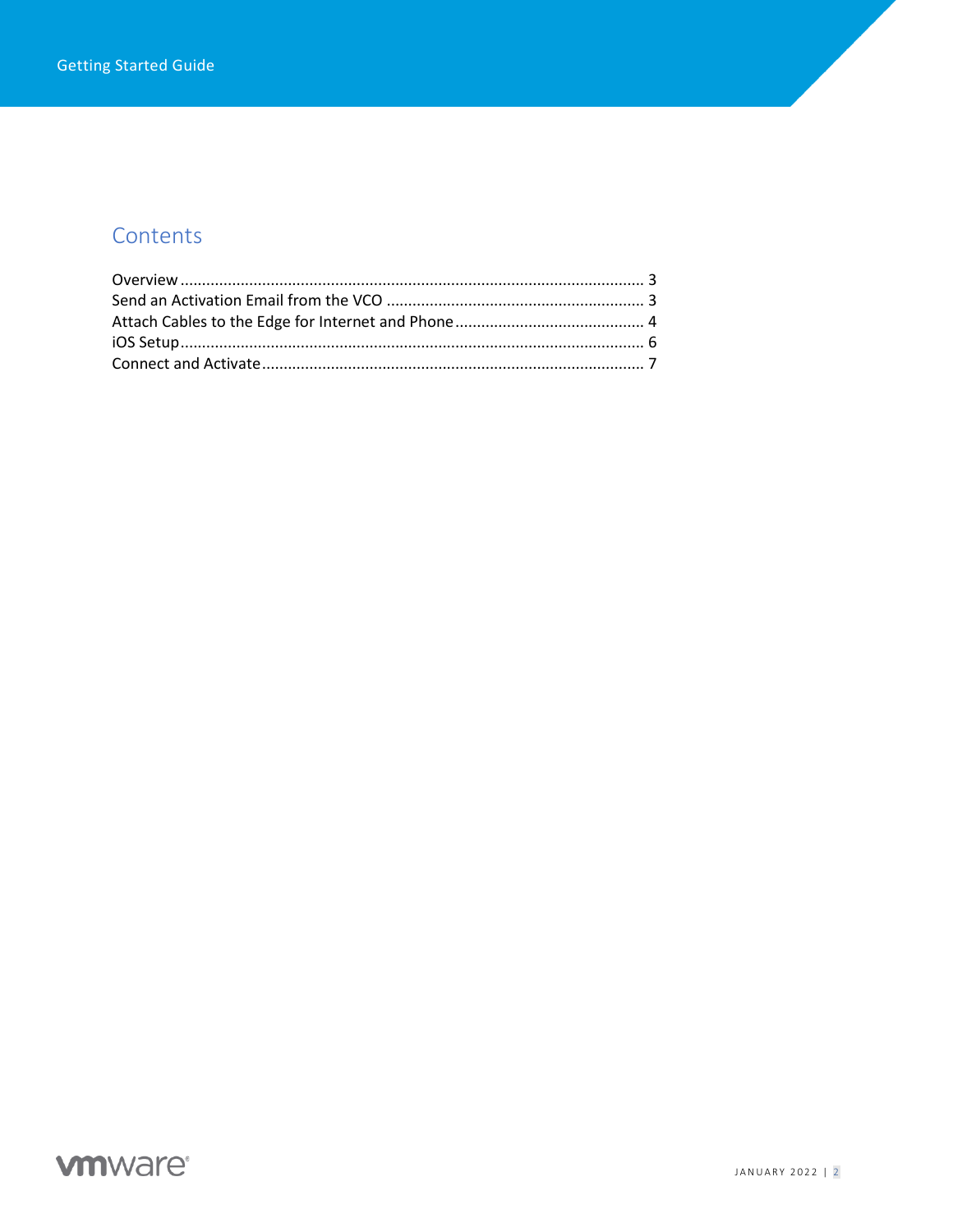# Contents

Overview .......................................................................................................... 3
Send an Activation Email from the VCO ........................................................... 3
Attach Cables to the Edge for Internet and Phone ............................................ 4
iOS Setup .......................................................................................................... 6
Connect and Activate ........................................................................................ 7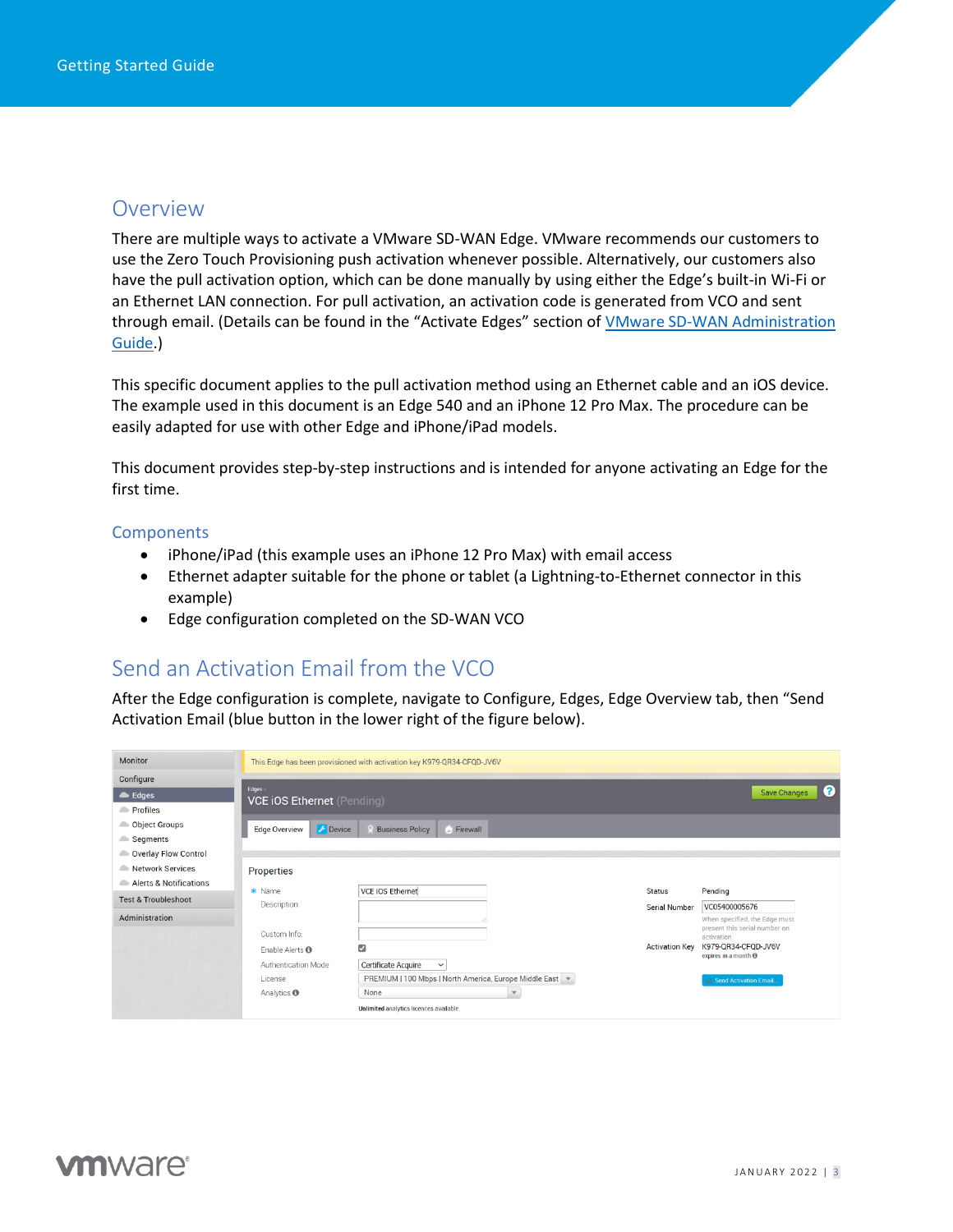## Overview

There are multiple ways to activate a VMware SD-WAN Edge. VMware recommends our customers to use the Zero Touch Provisioning push activation whenever possible. Alternatively, our customers also have the pull activation option, which can be done manually by using either the Edge's built-in Wi-Fi or an Ethernet LAN connection. For pull activation, an activation code is generated from VCO and sent through email. (Details can be found in the "Activate Edges" section of VMware SD-WAN Administration Guide.)

This specific document applies to the pull activation method using an Ethernet cable and an iOS device. The example used in this document is an Edge 540 and an iPhone 12 Pro Max. The procedure can be easily adapted for use with other Edge and iPhone/iPad models.

This document provides step-by-step instructions and is intended for anyone activating an Edge for the first time.

### Components

- iPhone/iPad (this example uses an iPhone 12 Pro Max) with email access
- Ethernet adapter suitable for the phone or tablet (a Lightning-to-Ethernet connector in this example)
- Edge configuration completed on the SD-WAN VCO

## Send an Activation Email from the VCO

After the Edge configuration is complete, navigate to Configure, Edges, Edge Overview tab, then "Send Activation Email (blue button in the lower right of the figure below).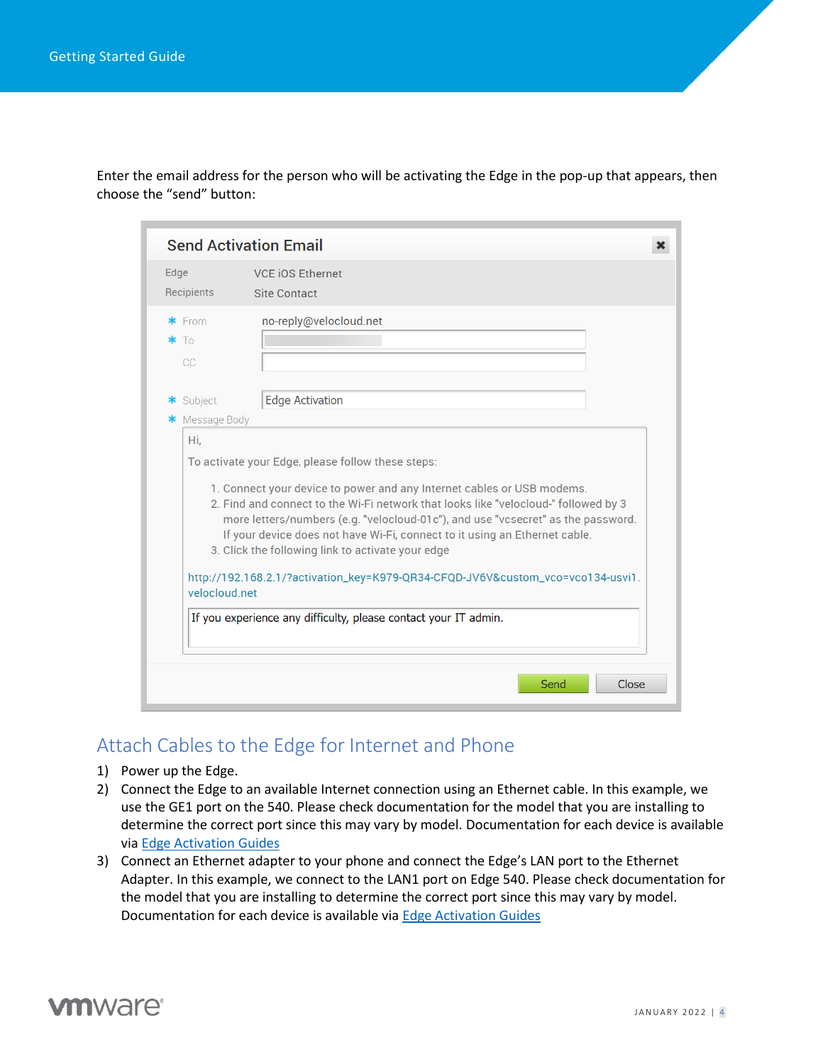Enter the email address for the person who will be activating the Edge in the pop-up that appears, then choose the “send” button:

**Send Activation Email**

Edge: VCE iOS Ethernet

Recipients: Site Contact

* From: no-reply@velocloud.net
* To:
* CC:
* Subject: Edge Activation
* Message Body:

Hi,

To activate your Edge, please follow these steps:

1. Connect your device to power and any Internet cables or USB modems.
2. Find and connect to the Wi-Fi network that looks like "velocloud-" followed by 3 more letters/numbers (e.g. "velocloud-01c"), and use "vcsecret" as the password. If your device does not have Wi-Fi, connect to it using an Ethernet cable.
3. Click the following link to activate your edge

http://192.168.2.1/?activation_key=K979-QR34-CFQD-JV6V&custom_vco=vco134-usvi1.velocloud.net

If you experience any difficulty, please contact your IT admin.

Send | Close

## Attach Cables to the Edge for Internet and Phone

1) Power up the Edge.
2) Connect the Edge to an available Internet connection using an Ethernet cable. In this example, we use the GE1 port on the 540. Please check documentation for the model that you are installing to determine the correct port since this may vary by model. Documentation for each device is available via Edge Activation Guides
3) Connect an Ethernet adapter to your phone and connect the Edge’s LAN port to the Ethernet Adapter. In this example, we connect to the LAN1 port on Edge 540. Please check documentation for the model that you are installing to determine the correct port since this may vary by model. Documentation for each device is available via Edge Activation Guides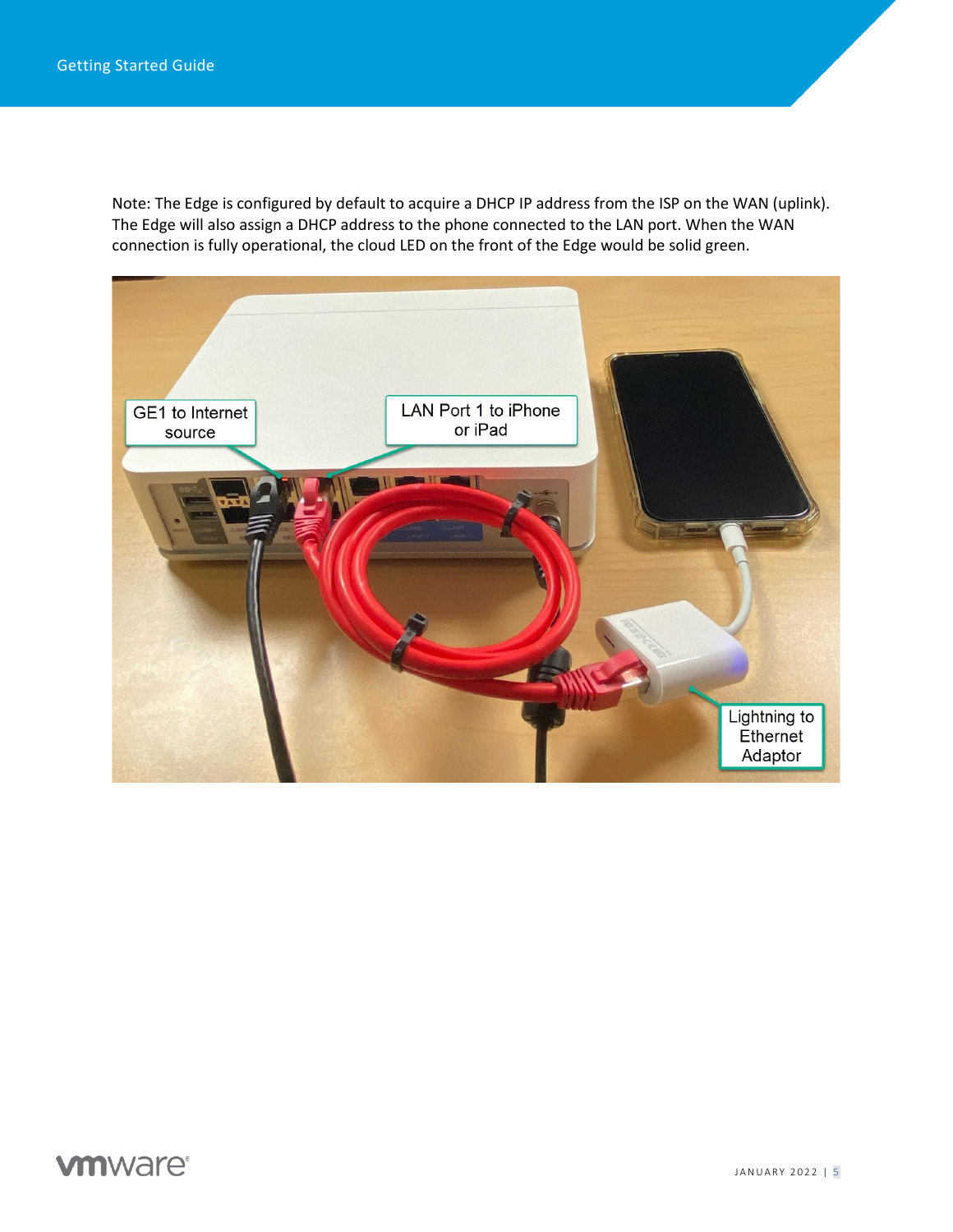Note: The Edge is configured by default to acquire a DHCP IP address from the ISP on the WAN (uplink). The Edge will also assign a DHCP address to the phone connected to the LAN port. When the WAN connection is fully operational, the cloud LED on the front of the Edge would be solid green.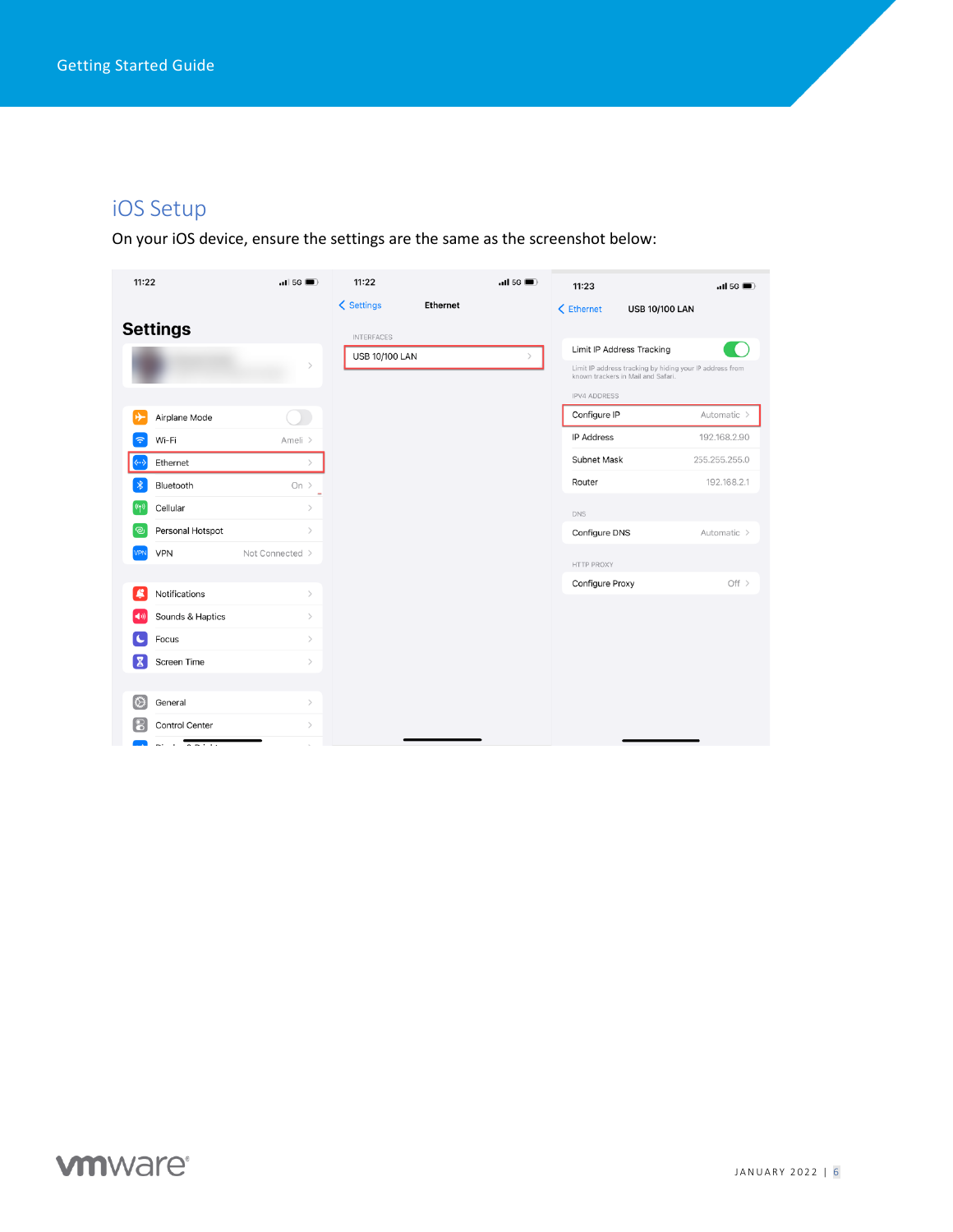## iOS Setup

On your iOS device, ensure the settings are the same as the screenshot below: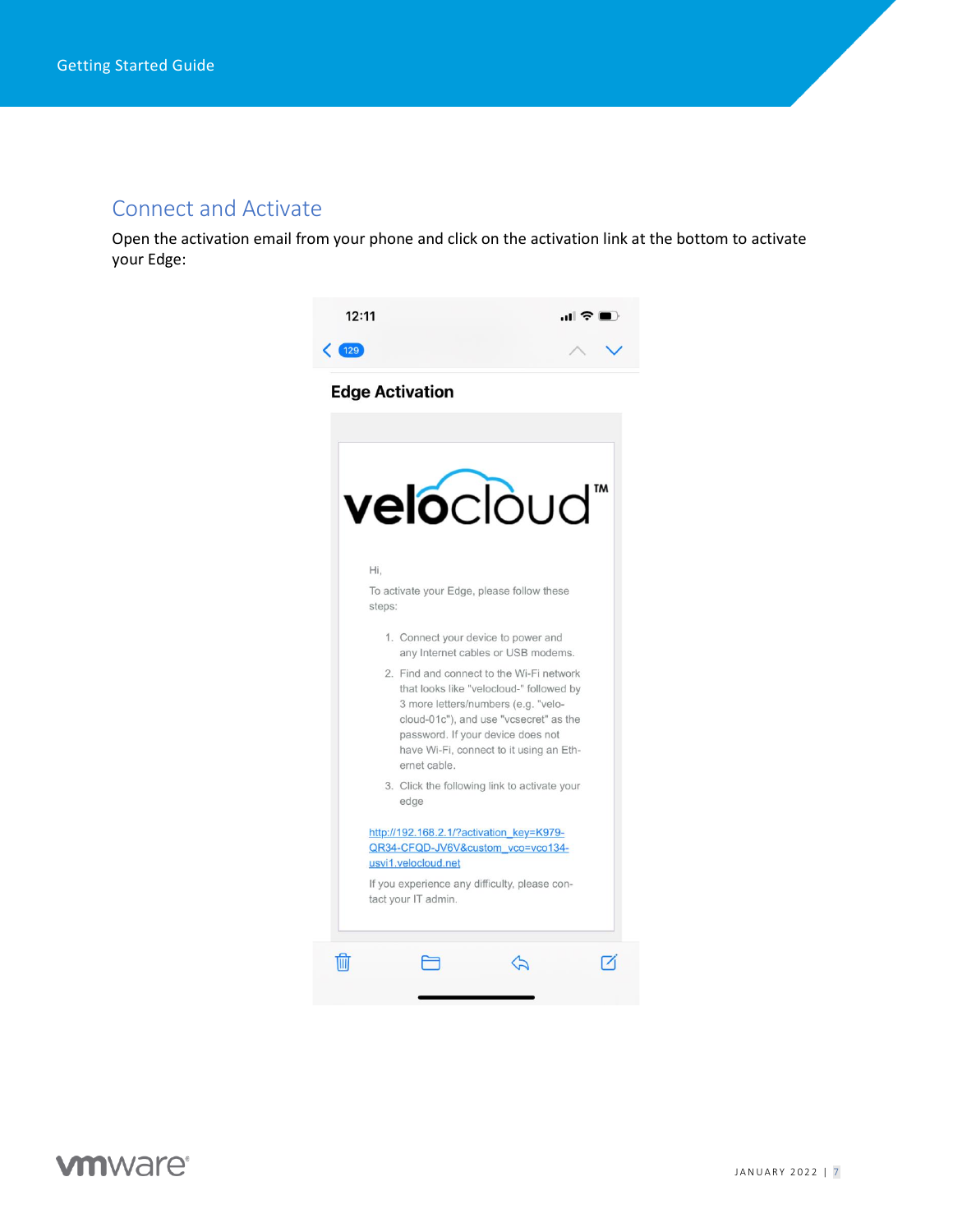## Connect and Activate

Open the activation email from your phone and click on the activation link at the bottom to activate your Edge:

12:11

129

**Edge Activation**

velocloud™

Hi,

To activate your Edge, please follow these steps:

1. Connect your device to power and any Internet cables or USB modems.
2. Find and connect to the Wi-Fi network that looks like "velocloud-" followed by 3 more letters/numbers (e.g. "velo-cloud-01c"), and use "vcsecret" as the password. If your device does not have Wi-Fi, connect to it using an Eth-ernet cable.
3. Click the following link to activate your edge

http://192.168.2.1/?activation_key=K979-QR34-CFQD-JV6V&custom_vco=vco134-usvi1.velocloud.net

If you experience any difficulty, please con-tact your IT admin.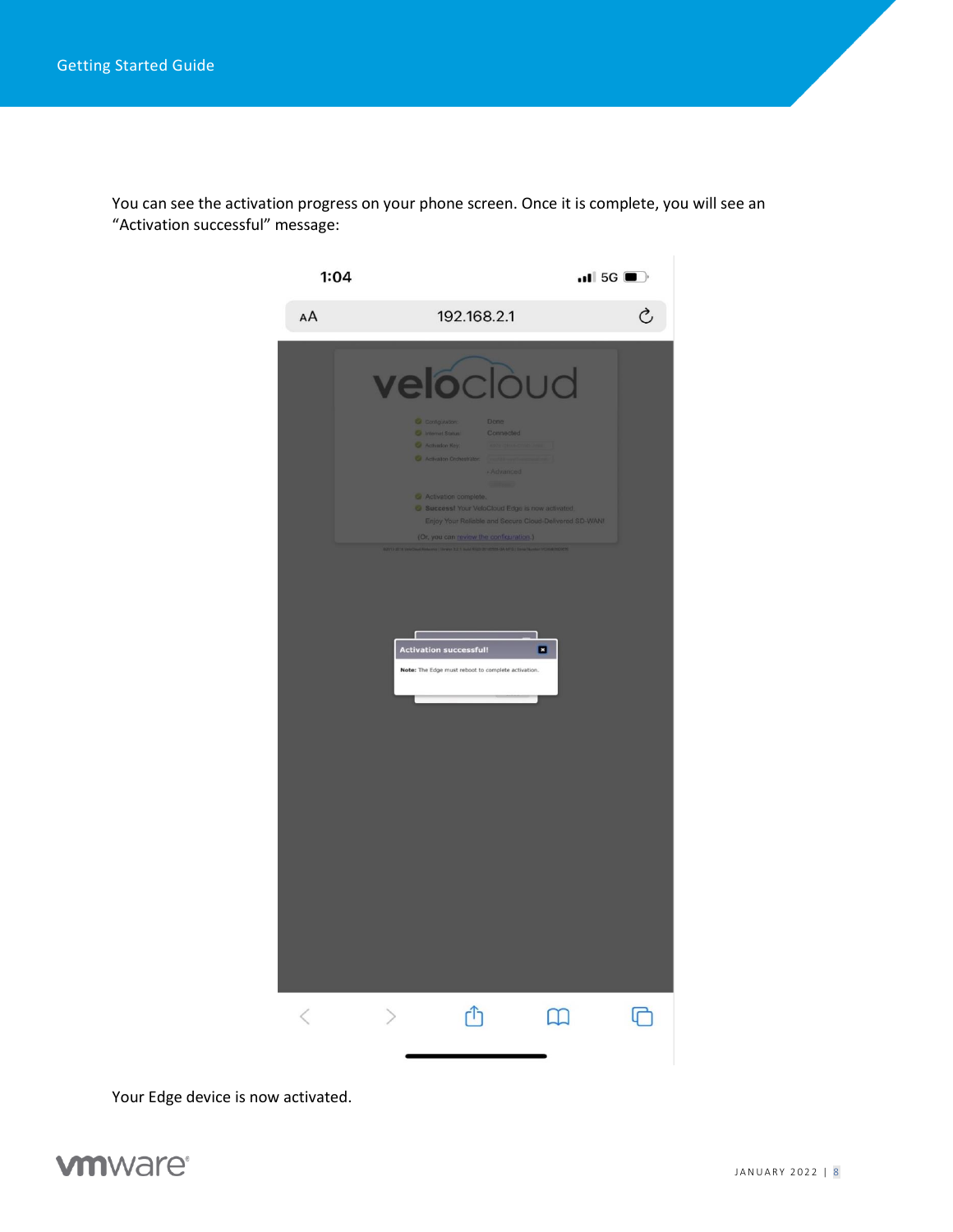You can see the activation progress on your phone screen. Once it is complete, you will see an “Activation successful” message:

Your Edge device is now activated.